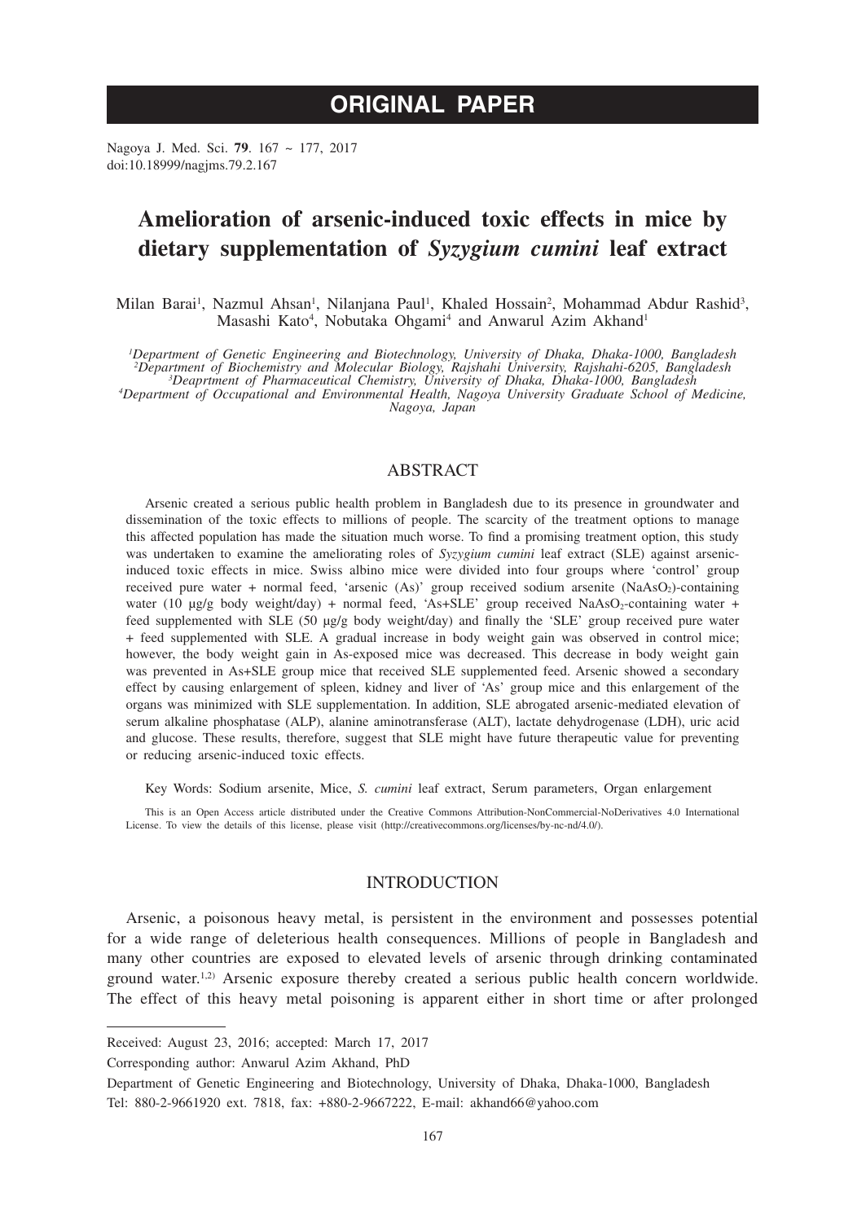# ORIGINAL PAPER

Nagoya J. Med. Sci. **79**. 167 ~ 177, 2017
doi:10.18999/nagjms.79.2.167

# Amelioration of arsenic-induced toxic effects in mice by dietary supplementation of *Syzygium cumini* leaf extract

Milan Barai[1], Nazmul Ahsan[1], Nilanjana Paul[1], Khaled Hossain[2], Mohammad Abdur Rashid[3], Masashi Kato[4], Nobutaka Ohgami[4] and Anwarul Azim Akhand[1]

*[1]Department of Genetic Engineering and Biotechnology, University of Dhaka, Dhaka-1000, Bangladesh*
*[2]Department of Biochemistry and Molecular Biology, Rajshahi University, Rajshahi-6205, Bangladesh*
*[3]Deaprtment of Pharmaceutical Chemistry, University of Dhaka, Dhaka-1000, Bangladesh*
*[4]Department of Occupational and Environmental Health, Nagoya University Graduate School of Medicine, Nagoya, Japan*

## ABSTRACT

Arsenic created a serious public health problem in Bangladesh due to its presence in groundwater and dissemination of the toxic effects to millions of people. The scarcity of the treatment options to manage this affected population has made the situation much worse. To find a promising treatment option, this study was undertaken to examine the ameliorating roles of *Syzygium cumini* leaf extract (SLE) against arsenic-induced toxic effects in mice. Swiss albino mice were divided into four groups where 'control' group received pure water + normal feed, 'arsenic (As)' group received sodium arsenite ($NaAsO_2$)-containing water (10 µg/g body weight/day) + normal feed, 'As+SLE' group received $NaAsO_2$-containing water + feed supplemented with SLE (50 µg/g body weight/day) and finally the 'SLE' group received pure water + feed supplemented with SLE. A gradual increase in body weight gain was observed in control mice; however, the body weight gain in As-exposed mice was decreased. This decrease in body weight gain was prevented in As+SLE group mice that received SLE supplemented feed. Arsenic showed a secondary effect by causing enlargement of spleen, kidney and liver of 'As' group mice and this enlargement of the organs was minimized with SLE supplementation. In addition, SLE abrogated arsenic-mediated elevation of serum alkaline phosphatase (ALP), alanine aminotransferase (ALT), lactate dehydrogenase (LDH), uric acid and glucose. These results, therefore, suggest that SLE might have future therapeutic value for preventing or reducing arsenic-induced toxic effects.

Key Words: Sodium arsenite, Mice, *S. cumini* leaf extract, Serum parameters, Organ enlargement

This is an Open Access article distributed under the Creative Commons Attribution-NonCommercial-NoDerivatives 4.0 International License. To view the details of this license, please visit (http://creativecommons.org/licenses/by-nc-nd/4.0/).

## INTRODUCTION

Arsenic, a poisonous heavy metal, is persistent in the environment and possesses potential for a wide range of deleterious health consequences. Millions of people in Bangladesh and many other countries are exposed to elevated levels of arsenic through drinking contaminated ground water.[1,2] Arsenic exposure thereby created a serious public health concern worldwide. The effect of this heavy metal poisoning is apparent either in short time or after prolonged

---

Received: August 23, 2016; accepted: March 17, 2017

Corresponding author: Anwarul Azim Akhand, PhD

Department of Genetic Engineering and Biotechnology, University of Dhaka, Dhaka-1000, Bangladesh
Tel: 880-2-9661920 ext. 7818, fax: +880-2-9667222, E-mail: akhand66@yahoo.com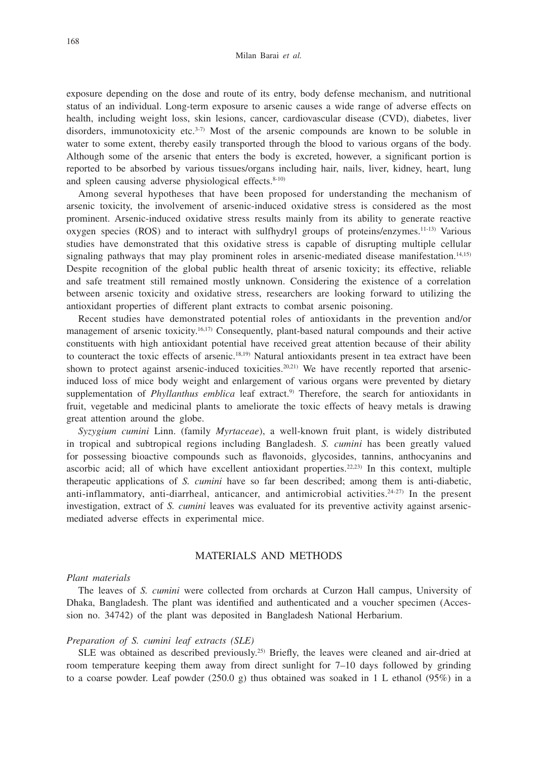exposure depending on the dose and route of its entry, body defense mechanism, and nutritional status of an individual. Long-term exposure to arsenic causes a wide range of adverse effects on health, including weight loss, skin lesions, cancer, cardiovascular disease (CVD), diabetes, liver disorders, immunotoxicity etc.[3-7] Most of the arsenic compounds are known to be soluble in water to some extent, thereby easily transported through the blood to various organs of the body. Although some of the arsenic that enters the body is excreted, however, a significant portion is reported to be absorbed by various tissues/organs including hair, nails, liver, kidney, heart, lung and spleen causing adverse physiological effects.[8-10]

Among several hypotheses that have been proposed for understanding the mechanism of arsenic toxicity, the involvement of arsenic-induced oxidative stress is considered as the most prominent. Arsenic-induced oxidative stress results mainly from its ability to generate reactive oxygen species (ROS) and to interact with sulfhydryl groups of proteins/enzymes.[11-13] Various studies have demonstrated that this oxidative stress is capable of disrupting multiple cellular signaling pathways that may play prominent roles in arsenic-mediated disease manifestation.[14,15] Despite recognition of the global public health threat of arsenic toxicity; its effective, reliable and safe treatment still remained mostly unknown. Considering the existence of a correlation between arsenic toxicity and oxidative stress, researchers are looking forward to utilizing the antioxidant properties of different plant extracts to combat arsenic poisoning.

Recent studies have demonstrated potential roles of antioxidants in the prevention and/or management of arsenic toxicity.[16,17] Consequently, plant-based natural compounds and their active constituents with high antioxidant potential have received great attention because of their ability to counteract the toxic effects of arsenic.[18,19] Natural antioxidants present in tea extract have been shown to protect against arsenic-induced toxicities.[20,21] We have recently reported that arsenic-induced loss of mice body weight and enlargement of various organs were prevented by dietary supplementation of *Phyllanthus emblica* leaf extract.[9] Therefore, the search for antioxidants in fruit, vegetable and medicinal plants to ameliorate the toxic effects of heavy metals is drawing great attention around the globe.

*Syzygium cumini* Linn. (family *Myrtaceae*), a well-known fruit plant, is widely distributed in tropical and subtropical regions including Bangladesh. *S. cumini* has been greatly valued for possessing bioactive compounds such as flavonoids, glycosides, tannins, anthocyanins and ascorbic acid; all of which have excellent antioxidant properties.[22,23] In this context, multiple therapeutic applications of *S. cumini* have so far been described; among them is anti-diabetic, anti-inflammatory, anti-diarrheal, anticancer, and antimicrobial activities.[24-27] In the present investigation, extract of *S. cumini* leaves was evaluated for its preventive activity against arsenic-mediated adverse effects in experimental mice.

## MATERIALS AND METHODS

### *Plant materials*

The leaves of *S. cumini* were collected from orchards at Curzon Hall campus, University of Dhaka, Bangladesh. The plant was identified and authenticated and a voucher specimen (Accession no. 34742) of the plant was deposited in Bangladesh National Herbarium.

### *Preparation of S. cumini leaf extracts (SLE)*

SLE was obtained as described previously.[25] Briefly, the leaves were cleaned and air-dried at room temperature keeping them away from direct sunlight for 7–10 days followed by grinding to a coarse powder. Leaf powder (250.0 g) thus obtained was soaked in 1 L ethanol (95%) in a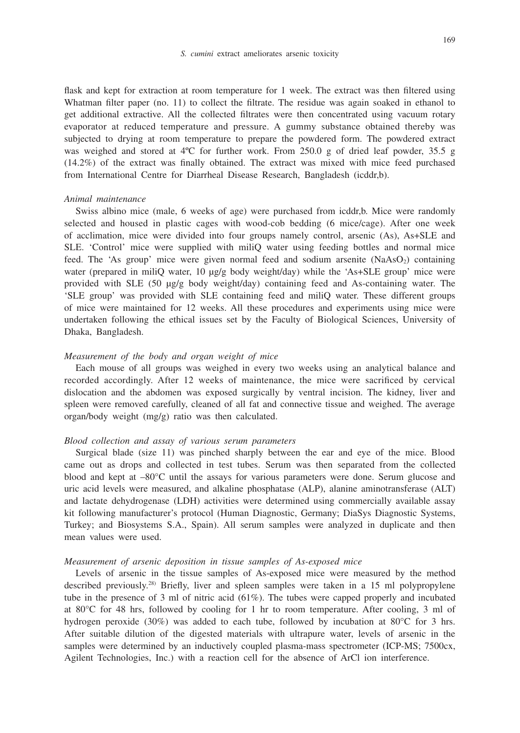flask and kept for extraction at room temperature for 1 week. The extract was then filtered using Whatman filter paper (no. 11) to collect the filtrate. The residue was again soaked in ethanol to get additional extractive. All the collected filtrates were then concentrated using vacuum rotary evaporator at reduced temperature and pressure. A gummy substance obtained thereby was subjected to drying at room temperature to prepare the powdered form. The powdered extract was weighed and stored at 4ºC for further work. From 250.0 g of dried leaf powder, 35.5 g (14.2%) of the extract was finally obtained. The extract was mixed with mice feed purchased from International Centre for Diarrheal Disease Research, Bangladesh (icddr,b).

*Animal maintenance*

Swiss albino mice (male, 6 weeks of age) were purchased from icddr,b. Mice were randomly selected and housed in plastic cages with wood-cob bedding (6 mice/cage). After one week of acclimation, mice were divided into four groups namely control, arsenic (As), As+SLE and SLE. 'Control' mice were supplied with miliQ water using feeding bottles and normal mice feed. The 'As group' mice were given normal feed and sodium arsenite ($NaAsO_2$) containing water (prepared in miliQ water, 10 µg/g body weight/day) while the 'As+SLE group' mice were provided with SLE (50 µg/g body weight/day) containing feed and As-containing water. The 'SLE group' was provided with SLE containing feed and miliQ water. These different groups of mice were maintained for 12 weeks. All these procedures and experiments using mice were undertaken following the ethical issues set by the Faculty of Biological Sciences, University of Dhaka, Bangladesh.

*Measurement of the body and organ weight of mice*

Each mouse of all groups was weighed in every two weeks using an analytical balance and recorded accordingly. After 12 weeks of maintenance, the mice were sacrificed by cervical dislocation and the abdomen was exposed surgically by ventral incision. The kidney, liver and spleen were removed carefully, cleaned of all fat and connective tissue and weighed. The average organ/body weight (mg/g) ratio was then calculated.

*Blood collection and assay of various serum parameters*

Surgical blade (size 11) was pinched sharply between the ear and eye of the mice. Blood came out as drops and collected in test tubes. Serum was then separated from the collected blood and kept at –80°C until the assays for various parameters were done. Serum glucose and uric acid levels were measured, and alkaline phosphatase (ALP), alanine aminotransferase (ALT) and lactate dehydrogenase (LDH) activities were determined using commercially available assay kit following manufacturer's protocol (Human Diagnostic, Germany; DiaSys Diagnostic Systems, Turkey; and Biosystems S.A., Spain). All serum samples were analyzed in duplicate and then mean values were used.

*Measurement of arsenic deposition in tissue samples of As-exposed mice*

Levels of arsenic in the tissue samples of As-exposed mice were measured by the method described previously.[28] Briefly, liver and spleen samples were taken in a 15 ml polypropylene tube in the presence of 3 ml of nitric acid (61%). The tubes were capped properly and incubated at 80°C for 48 hrs, followed by cooling for 1 hr to room temperature. After cooling, 3 ml of hydrogen peroxide (30%) was added to each tube, followed by incubation at 80°C for 3 hrs. After suitable dilution of the digested materials with ultrapure water, levels of arsenic in the samples were determined by an inductively coupled plasma-mass spectrometer (ICP-MS; 7500cx, Agilent Technologies, Inc.) with a reaction cell for the absence of ArCl ion interference.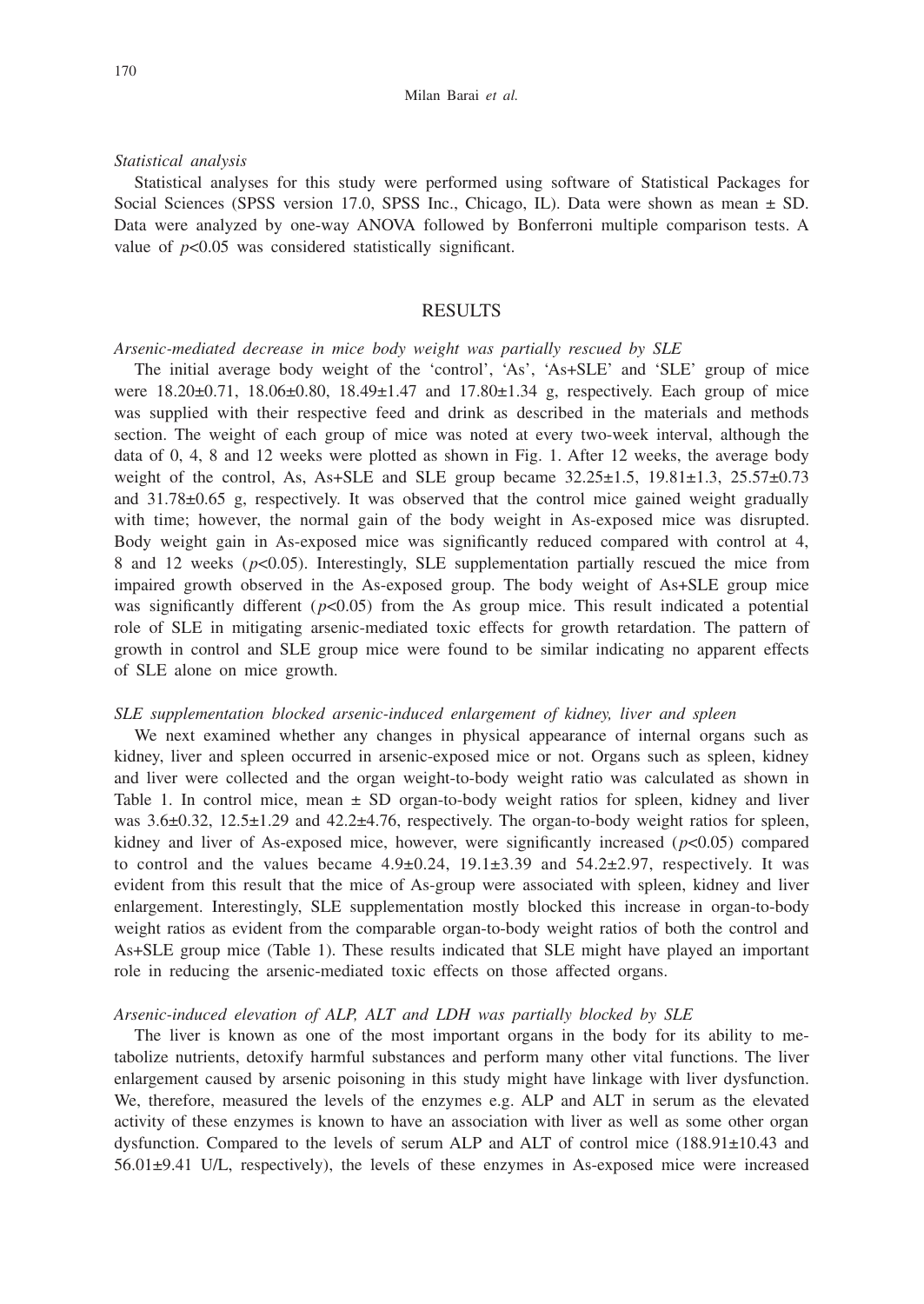*Statistical analysis*

Statistical analyses for this study were performed using software of Statistical Packages for Social Sciences (SPSS version 17.0, SPSS Inc., Chicago, IL). Data were shown as mean ± SD. Data were analyzed by one-way ANOVA followed by Bonferroni multiple comparison tests. A value of $p<0.05$ was considered statistically significant.

## RESULTS

*Arsenic-mediated decrease in mice body weight was partially rescued by SLE*

The initial average body weight of the 'control', 'As', 'As+SLE' and 'SLE' group of mice were 18.20±0.71, 18.06±0.80, 18.49±1.47 and 17.80±1.34 g, respectively. Each group of mice was supplied with their respective feed and drink as described in the materials and methods section. The weight of each group of mice was noted at every two-week interval, although the data of 0, 4, 8 and 12 weeks were plotted as shown in Fig. 1. After 12 weeks, the average body weight of the control, As, As+SLE and SLE group became 32.25±1.5, 19.81±1.3, 25.57±0.73 and 31.78±0.65 g, respectively. It was observed that the control mice gained weight gradually with time; however, the normal gain of the body weight in As-exposed mice was disrupted. Body weight gain in As-exposed mice was significantly reduced compared with control at 4, 8 and 12 weeks ($p<0.05$). Interestingly, SLE supplementation partially rescued the mice from impaired growth observed in the As-exposed group. The body weight of As+SLE group mice was significantly different ($p<0.05$) from the As group mice. This result indicated a potential role of SLE in mitigating arsenic-mediated toxic effects for growth retardation. The pattern of growth in control and SLE group mice were found to be similar indicating no apparent effects of SLE alone on mice growth.

*SLE supplementation blocked arsenic-induced enlargement of kidney, liver and spleen*

We next examined whether any changes in physical appearance of internal organs such as kidney, liver and spleen occurred in arsenic-exposed mice or not. Organs such as spleen, kidney and liver were collected and the organ weight-to-body weight ratio was calculated as shown in Table 1. In control mice, mean ± SD organ-to-body weight ratios for spleen, kidney and liver was 3.6±0.32, 12.5±1.29 and 42.2±4.76, respectively. The organ-to-body weight ratios for spleen, kidney and liver of As-exposed mice, however, were significantly increased ($p<0.05$) compared to control and the values became 4.9±0.24, 19.1±3.39 and 54.2±2.97, respectively. It was evident from this result that the mice of As-group were associated with spleen, kidney and liver enlargement. Interestingly, SLE supplementation mostly blocked this increase in organ-to-body weight ratios as evident from the comparable organ-to-body weight ratios of both the control and As+SLE group mice (Table 1). These results indicated that SLE might have played an important role in reducing the arsenic-mediated toxic effects on those affected organs.

*Arsenic-induced elevation of ALP, ALT and LDH was partially blocked by SLE*

The liver is known as one of the most important organs in the body for its ability to metabolize nutrients, detoxify harmful substances and perform many other vital functions. The liver enlargement caused by arsenic poisoning in this study might have linkage with liver dysfunction. We, therefore, measured the levels of the enzymes e.g. ALP and ALT in serum as the elevated activity of these enzymes is known to have an association with liver as well as some other organ dysfunction. Compared to the levels of serum ALP and ALT of control mice (188.91±10.43 and 56.01±9.41 U/L, respectively), the levels of these enzymes in As-exposed mice were increased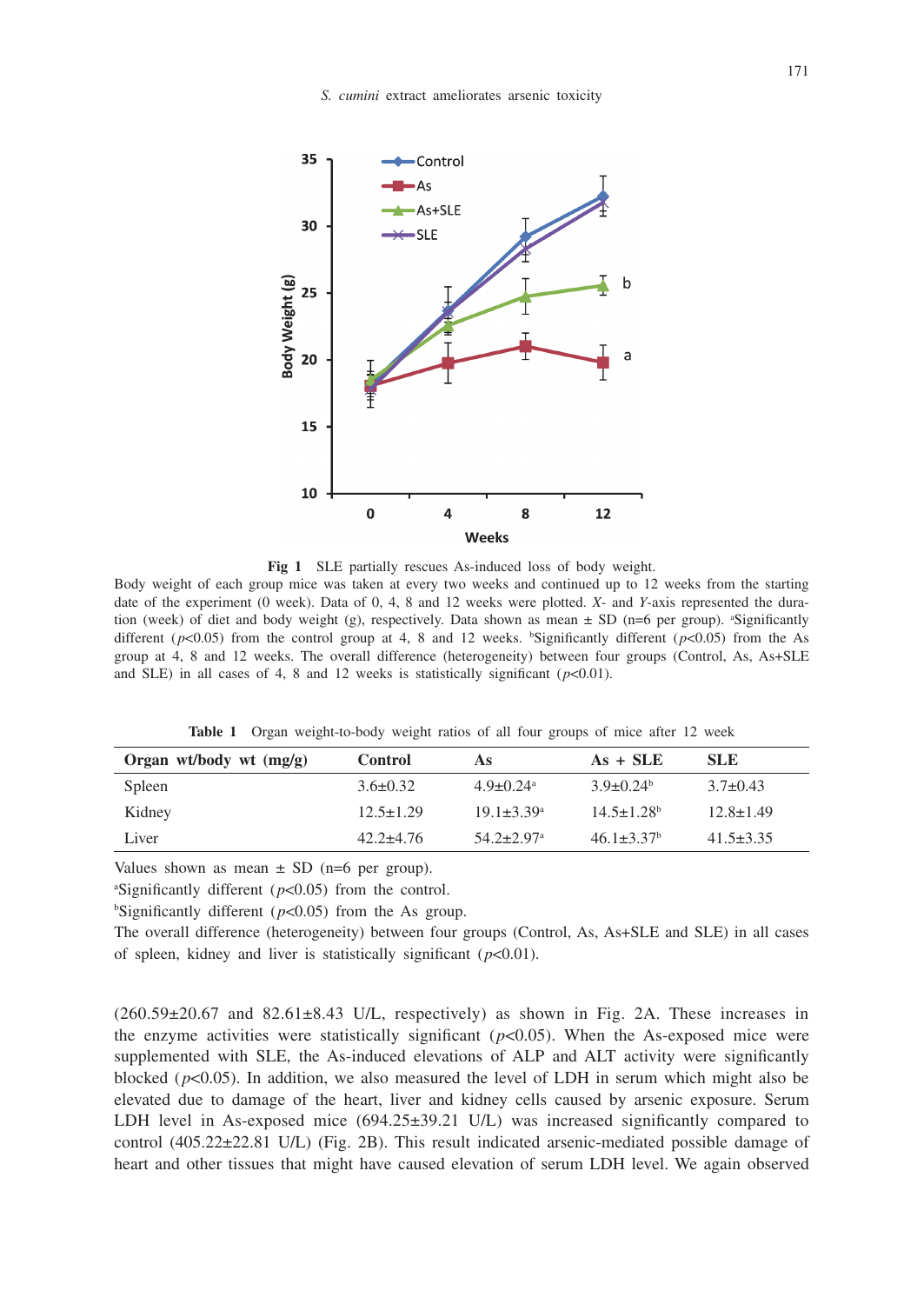**Fig 1** SLE partially rescues As-induced loss of body weight.

Body weight of each group mice was taken at every two weeks and continued up to 12 weeks from the starting date of the experiment (0 week). Data of 0, 4, 8 and 12 weeks were plotted. *X*- and *Y*-axis represented the duration (week) of diet and body weight (g), respectively. Data shown as mean ± SD (n=6 per group). [a]Significantly different ($p<0.05$) from the control group at 4, 8 and 12 weeks. [b]Significantly different ($p<0.05$) from the As group at 4, 8 and 12 weeks. The overall difference (heterogeneity) between four groups (Control, As, As+SLE and SLE) in all cases of 4, 8 and 12 weeks is statistically significant ($p<0.01$).

**Table 1** Organ weight-to-body weight ratios of all four groups of mice after 12 week

| Organ wt/body wt (mg/g) | Control | As | As + SLE | SLE |
|---|---|---|---|---|
| Spleen | 3.6±0.32 | 4.9±0.24[a] | 3.9±0.24[b] | 3.7±0.43 |
| Kidney | 12.5±1.29 | 19.1±3.39[a] | 14.5±1.28[b] | 12.8±1.49 |
| Liver | 42.2±4.76 | 54.2±2.97[a] | 46.1±3.37[b] | 41.5±3.35 |

Values shown as mean ± SD (n=6 per group).

[a]Significantly different ($p<0.05$) from the control.

[b]Significantly different ($p<0.05$) from the As group.

The overall difference (heterogeneity) between four groups (Control, As, As+SLE and SLE) in all cases of spleen, kidney and liver is statistically significant ($p<0.01$).

(260.59±20.67 and 82.61±8.43 U/L, respectively) as shown in Fig. 2A. These increases in the enzyme activities were statistically significant ($p<0.05$). When the As-exposed mice were supplemented with SLE, the As-induced elevations of ALP and ALT activity were significantly blocked ($p<0.05$). In addition, we also measured the level of LDH in serum which might also be elevated due to damage of the heart, liver and kidney cells caused by arsenic exposure. Serum LDH level in As-exposed mice (694.25±39.21 U/L) was increased significantly compared to control (405.22±22.81 U/L) (Fig. 2B). This result indicated arsenic-mediated possible damage of heart and other tissues that might have caused elevation of serum LDH level. We again observed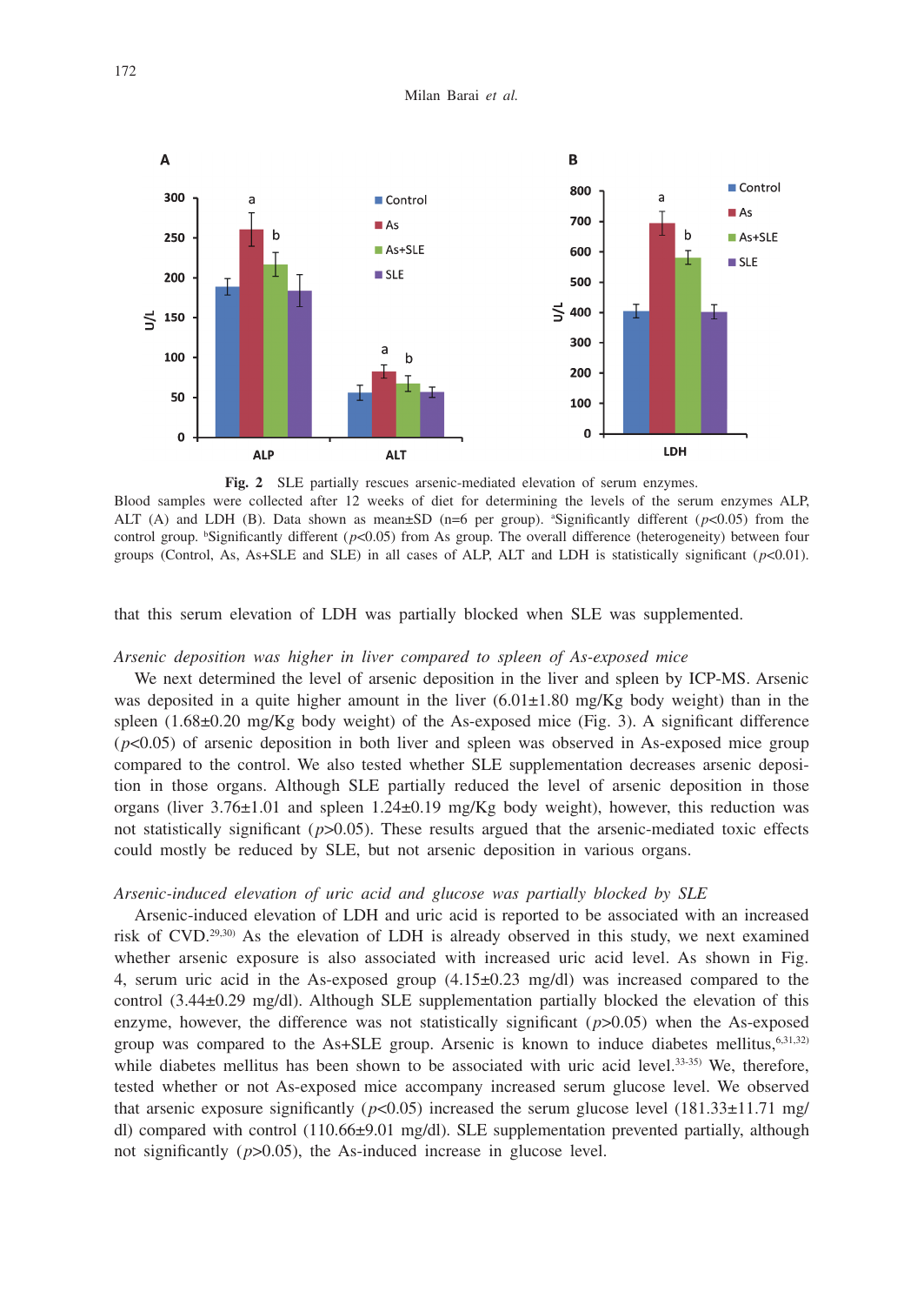**Fig. 2** SLE partially rescues arsenic-mediated elevation of serum enzymes.
Blood samples were collected after 12 weeks of diet for determining the levels of the serum enzymes ALP, ALT (A) and LDH (B). Data shown as mean±SD (n=6 per group). [a]Significantly different ($p<0.05$) from the control group. [b]Significantly different ($p<0.05$) from As group. The overall difference (heterogeneity) between four groups (Control, As, As+SLE and SLE) in all cases of ALP, ALT and LDH is statistically significant ($p<0.01$).

that this serum elevation of LDH was partially blocked when SLE was supplemented.

*Arsenic deposition was higher in liver compared to spleen of As-exposed mice*

We next determined the level of arsenic deposition in the liver and spleen by ICP-MS. Arsenic was deposited in a quite higher amount in the liver (6.01±1.80 mg/Kg body weight) than in the spleen (1.68±0.20 mg/Kg body weight) of the As-exposed mice (Fig. 3). A significant difference ($p<0.05$) of arsenic deposition in both liver and spleen was observed in As-exposed mice group compared to the control. We also tested whether SLE supplementation decreases arsenic deposition in those organs. Although SLE partially reduced the level of arsenic deposition in those organs (liver 3.76±1.01 and spleen 1.24±0.19 mg/Kg body weight), however, this reduction was not statistically significant ($p>0.05$). These results argued that the arsenic-mediated toxic effects could mostly be reduced by SLE, but not arsenic deposition in various organs.

*Arsenic-induced elevation of uric acid and glucose was partially blocked by SLE*

Arsenic-induced elevation of LDH and uric acid is reported to be associated with an increased risk of CVD.[29,30] As the elevation of LDH is already observed in this study, we next examined whether arsenic exposure is also associated with increased uric acid level. As shown in Fig. 4, serum uric acid in the As-exposed group (4.15±0.23 mg/dl) was increased compared to the control (3.44±0.29 mg/dl). Although SLE supplementation partially blocked the elevation of this enzyme, however, the difference was not statistically significant ($p>0.05$) when the As-exposed group was compared to the As+SLE group. Arsenic is known to induce diabetes mellitus,[6,31,32] while diabetes mellitus has been shown to be associated with uric acid level.[33-35] We, therefore, tested whether or not As-exposed mice accompany increased serum glucose level. We observed that arsenic exposure significantly ($p<0.05$) increased the serum glucose level (181.33±11.71 mg/dl) compared with control (110.66±9.01 mg/dl). SLE supplementation prevented partially, although not significantly ($p>0.05$), the As-induced increase in glucose level.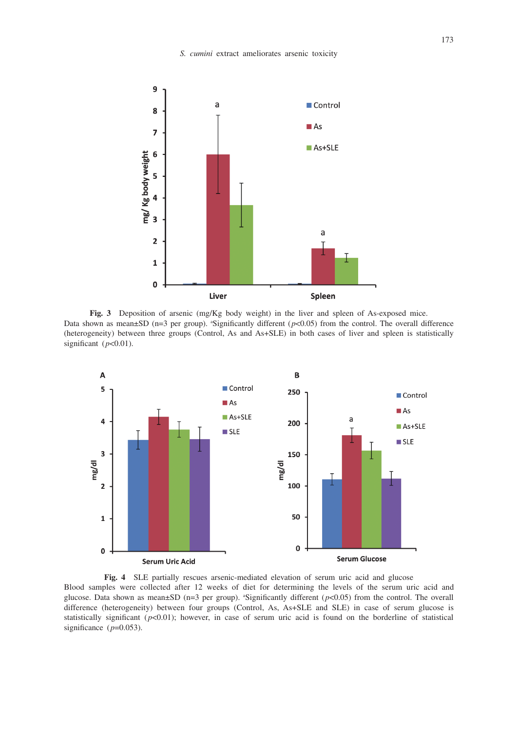**Fig. 3** Deposition of arsenic (mg/Kg body weight) in the liver and spleen of As-exposed mice. Data shown as mean±SD (n=3 per group). [a]Significantly different ($p$<0.05) from the control. The overall difference (heterogeneity) between three groups (Control, As and As+SLE) in both cases of liver and spleen is statistically significant ($p$<0.01).

**Fig. 4** SLE partially rescues arsenic-mediated elevation of serum uric acid and glucose

Blood samples were collected after 12 weeks of diet for determining the levels of the serum uric acid and glucose. Data shown as mean±SD (n=3 per group). [a]Significantly different ($p$<0.05) from the control. The overall difference (heterogeneity) between four groups (Control, As, As+SLE and SLE) in case of serum glucose is statistically significant ($p$<0.01); however, in case of serum uric acid is found on the borderline of statistical significance ($p$=0.053).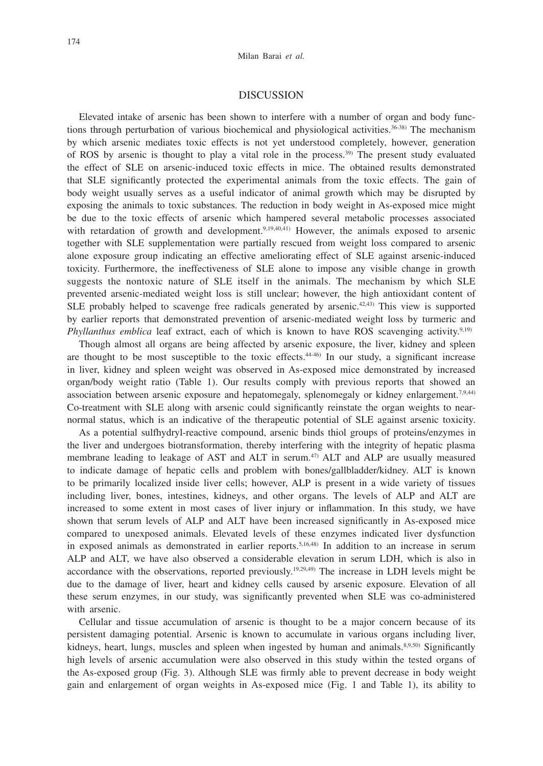## DISCUSSION

Elevated intake of arsenic has been shown to interfere with a number of organ and body functions through perturbation of various biochemical and physiological activities.[36-38] The mechanism by which arsenic mediates toxic effects is not yet understood completely, however, generation of ROS by arsenic is thought to play a vital role in the process.[39] The present study evaluated the effect of SLE on arsenic-induced toxic effects in mice. The obtained results demonstrated that SLE significantly protected the experimental animals from the toxic effects. The gain of body weight usually serves as a useful indicator of animal growth which may be disrupted by exposing the animals to toxic substances. The reduction in body weight in As-exposed mice might be due to the toxic effects of arsenic which hampered several metabolic processes associated with retardation of growth and development.[9,19,40,41] However, the animals exposed to arsenic together with SLE supplementation were partially rescued from weight loss compared to arsenic alone exposure group indicating an effective ameliorating effect of SLE against arsenic-induced toxicity. Furthermore, the ineffectiveness of SLE alone to impose any visible change in growth suggests the nontoxic nature of SLE itself in the animals. The mechanism by which SLE prevented arsenic-mediated weight loss is still unclear; however, the high antioxidant content of SLE probably helped to scavenge free radicals generated by arsenic.[42,43] This view is supported by earlier reports that demonstrated prevention of arsenic-mediated weight loss by turmeric and *Phyllanthus emblica* leaf extract, each of which is known to have ROS scavenging activity.[9,19]

Though almost all organs are being affected by arsenic exposure, the liver, kidney and spleen are thought to be most susceptible to the toxic effects.[44-46] In our study, a significant increase in liver, kidney and spleen weight was observed in As-exposed mice demonstrated by increased organ/body weight ratio (Table 1). Our results comply with previous reports that showed an association between arsenic exposure and hepatomegaly, splenomegaly or kidney enlargement.[7,9,44] Co-treatment with SLE along with arsenic could significantly reinstate the organ weights to near-normal status, which is an indicative of the therapeutic potential of SLE against arsenic toxicity.

As a potential sulfhydryl-reactive compound, arsenic binds thiol groups of proteins/enzymes in the liver and undergoes biotransformation, thereby interfering with the integrity of hepatic plasma membrane leading to leakage of AST and ALT in serum.[47] ALT and ALP are usually measured to indicate damage of hepatic cells and problem with bones/gallbladder/kidney. ALT is known to be primarily localized inside liver cells; however, ALP is present in a wide variety of tissues including liver, bones, intestines, kidneys, and other organs. The levels of ALP and ALT are increased to some extent in most cases of liver injury or inflammation. In this study, we have shown that serum levels of ALP and ALT have been increased significantly in As-exposed mice compared to unexposed animals. Elevated levels of these enzymes indicated liver dysfunction in exposed animals as demonstrated in earlier reports.[5,16,48] In addition to an increase in serum ALP and ALT, we have also observed a considerable elevation in serum LDH, which is also in accordance with the observations, reported previously.[19,29,49] The increase in LDH levels might be due to the damage of liver, heart and kidney cells caused by arsenic exposure. Elevation of all these serum enzymes, in our study, was significantly prevented when SLE was co-administered with arsenic.

Cellular and tissue accumulation of arsenic is thought to be a major concern because of its persistent damaging potential. Arsenic is known to accumulate in various organs including liver, kidneys, heart, lungs, muscles and spleen when ingested by human and animals.[8,9,50] Significantly high levels of arsenic accumulation were also observed in this study within the tested organs of the As-exposed group (Fig. 3). Although SLE was firmly able to prevent decrease in body weight gain and enlargement of organ weights in As-exposed mice (Fig. 1 and Table 1), its ability to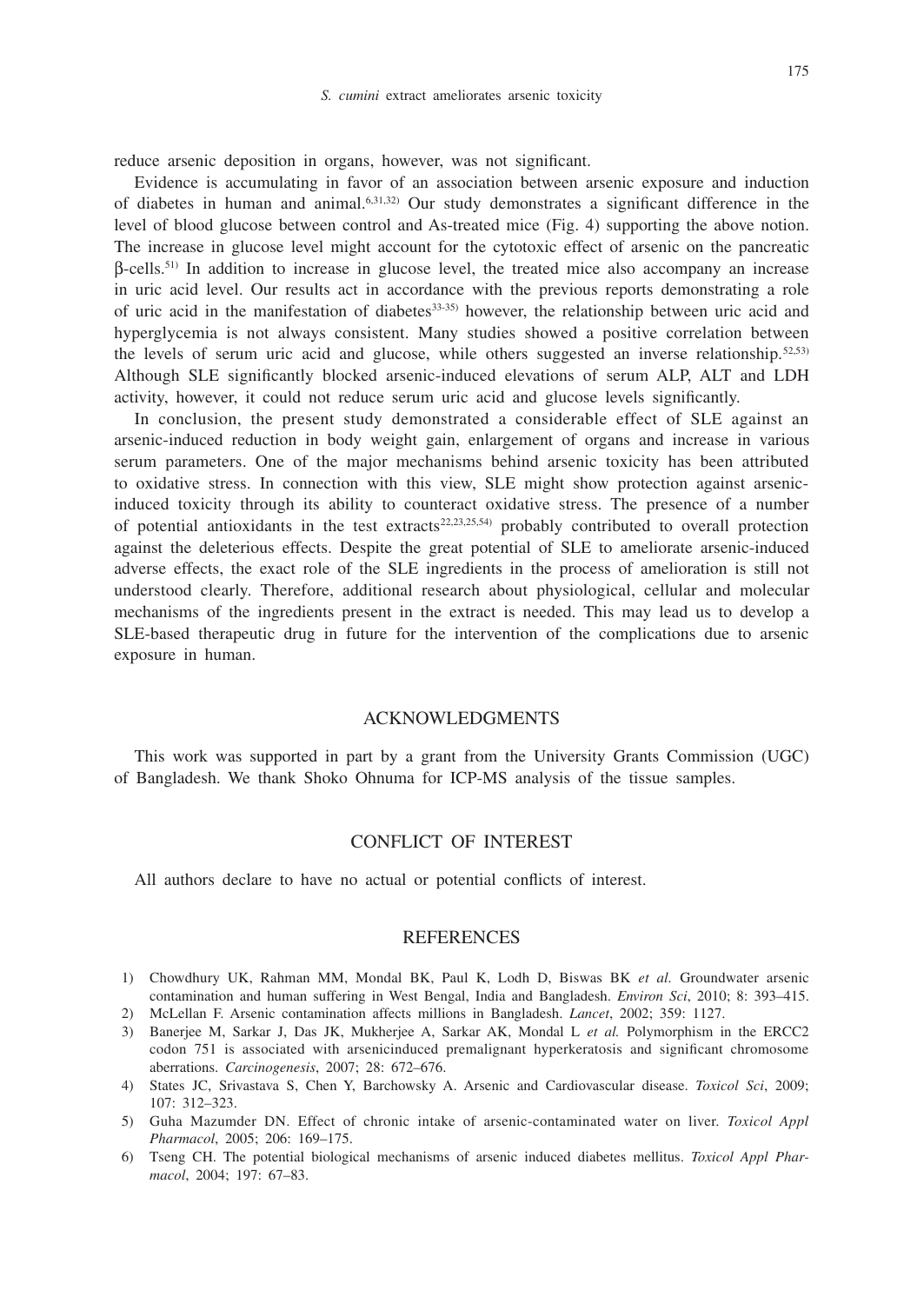reduce arsenic deposition in organs, however, was not significant.

Evidence is accumulating in favor of an association between arsenic exposure and induction of diabetes in human and animal.[6,31,32] Our study demonstrates a significant difference in the level of blood glucose between control and As-treated mice (Fig. 4) supporting the above notion. The increase in glucose level might account for the cytotoxic effect of arsenic on the pancreatic β-cells.[51] In addition to increase in glucose level, the treated mice also accompany an increase in uric acid level. Our results act in accordance with the previous reports demonstrating a role of uric acid in the manifestation of diabetes[33-35] however, the relationship between uric acid and hyperglycemia is not always consistent. Many studies showed a positive correlation between the levels of serum uric acid and glucose, while others suggested an inverse relationship.[52,53] Although SLE significantly blocked arsenic-induced elevations of serum ALP, ALT and LDH activity, however, it could not reduce serum uric acid and glucose levels significantly.

In conclusion, the present study demonstrated a considerable effect of SLE against an arsenic-induced reduction in body weight gain, enlargement of organs and increase in various serum parameters. One of the major mechanisms behind arsenic toxicity has been attributed to oxidative stress. In connection with this view, SLE might show protection against arsenic-induced toxicity through its ability to counteract oxidative stress. The presence of a number of potential antioxidants in the test extracts[22,23,25,54] probably contributed to overall protection against the deleterious effects. Despite the great potential of SLE to ameliorate arsenic-induced adverse effects, the exact role of the SLE ingredients in the process of amelioration is still not understood clearly. Therefore, additional research about physiological, cellular and molecular mechanisms of the ingredients present in the extract is needed. This may lead us to develop a SLE-based therapeutic drug in future for the intervention of the complications due to arsenic exposure in human.

## ACKNOWLEDGMENTS

This work was supported in part by a grant from the University Grants Commission (UGC) of Bangladesh. We thank Shoko Ohnuma for ICP-MS analysis of the tissue samples.

## CONFLICT OF INTEREST

All authors declare to have no actual or potential conflicts of interest.

## REFERENCES

1) Chowdhury UK, Rahman MM, Mondal BK, Paul K, Lodh D, Biswas BK *et al.* Groundwater arsenic contamination and human suffering in West Bengal, India and Bangladesh. *Environ Sci*, 2010; 8: 393–415.
2) McLellan F. Arsenic contamination affects millions in Bangladesh. *Lancet*, 2002; 359: 1127.
3) Banerjee M, Sarkar J, Das JK, Mukherjee A, Sarkar AK, Mondal L *et al.* Polymorphism in the ERCC2 codon 751 is associated with arsenicinduced premalignant hyperkeratosis and significant chromosome aberrations. *Carcinogenesis*, 2007; 28: 672–676.
4) States JC, Srivastava S, Chen Y, Barchowsky A. Arsenic and Cardiovascular disease. *Toxicol Sci*, 2009; 107: 312–323.
5) Guha Mazumder DN. Effect of chronic intake of arsenic-contaminated water on liver. *Toxicol Appl Pharmacol*, 2005; 206: 169–175.
6) Tseng CH. The potential biological mechanisms of arsenic induced diabetes mellitus. *Toxicol Appl Pharmacol*, 2004; 197: 67–83.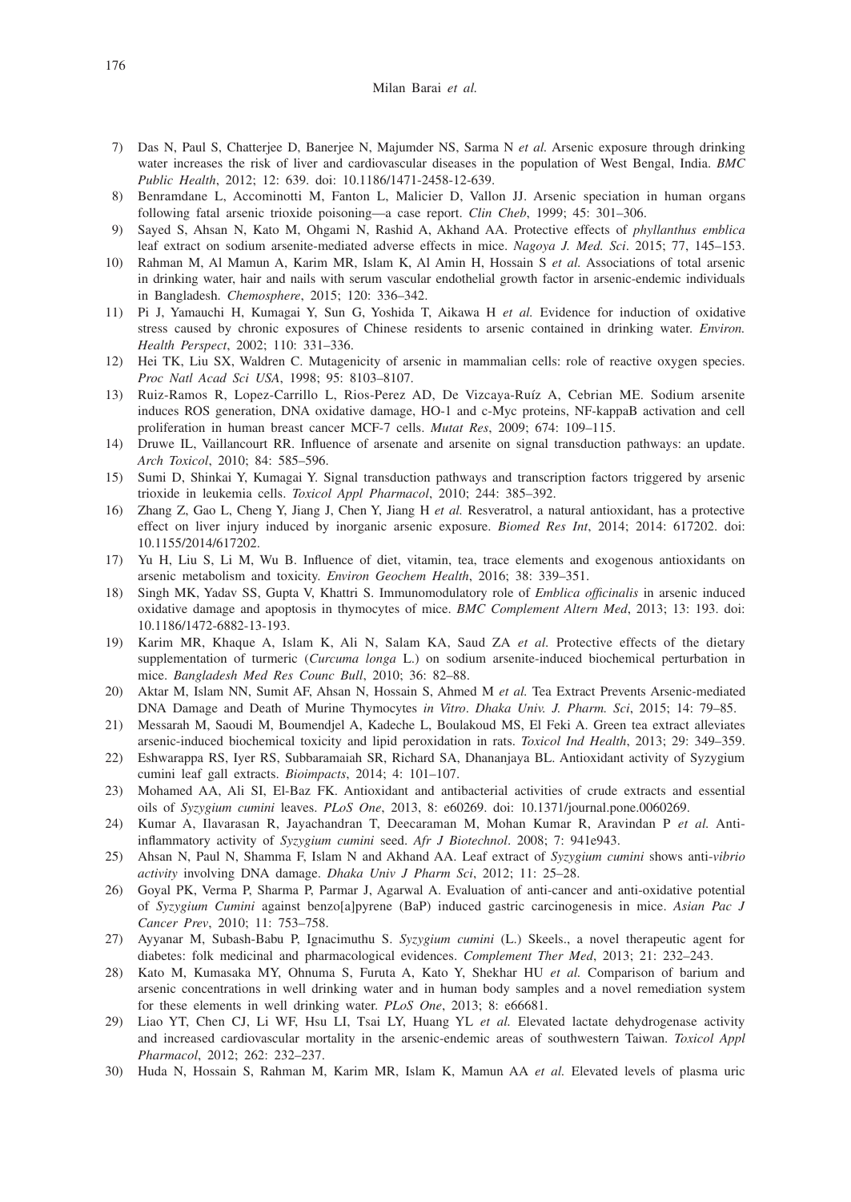7) Das N, Paul S, Chatterjee D, Banerjee N, Majumder NS, Sarma N *et al.* Arsenic exposure through drinking water increases the risk of liver and cardiovascular diseases in the population of West Bengal, India. *BMC Public Health*, 2012; 12: 639. doi: 10.1186/1471-2458-12-639.
8) Benramdane L, Accominotti M, Fanton L, Malicier D, Vallon JJ. Arsenic speciation in human organs following fatal arsenic trioxide poisoning—a case report. *Clin Cheb*, 1999; 45: 301–306.
9) Sayed S, Ahsan N, Kato M, Ohgami N, Rashid A, Akhand AA. Protective effects of *phyllanthus emblica* leaf extract on sodium arsenite-mediated adverse effects in mice. *Nagoya J. Med. Sci*. 2015; 77, 145–153.
10) Rahman M, Al Mamun A, Karim MR, Islam K, Al Amin H, Hossain S *et al.* Associations of total arsenic in drinking water, hair and nails with serum vascular endothelial growth factor in arsenic-endemic individuals in Bangladesh. *Chemosphere*, 2015; 120: 336–342.
11) Pi J, Yamauchi H, Kumagai Y, Sun G, Yoshida T, Aikawa H *et al.* Evidence for induction of oxidative stress caused by chronic exposures of Chinese residents to arsenic contained in drinking water. *Environ. Health Perspect*, 2002; 110: 331–336.
12) Hei TK, Liu SX, Waldren C. Mutagenicity of arsenic in mammalian cells: role of reactive oxygen species. *Proc Natl Acad Sci USA*, 1998; 95: 8103–8107.
13) Ruiz-Ramos R, Lopez-Carrillo L, Rios-Perez AD, De Vizcaya-Ruíz A, Cebrian ME. Sodium arsenite induces ROS generation, DNA oxidative damage, HO-1 and c-Myc proteins, NF-kappaB activation and cell proliferation in human breast cancer MCF-7 cells. *Mutat Res*, 2009; 674: 109–115.
14) Druwe IL, Vaillancourt RR. Influence of arsenate and arsenite on signal transduction pathways: an update. *Arch Toxicol*, 2010; 84: 585–596.
15) Sumi D, Shinkai Y, Kumagai Y. Signal transduction pathways and transcription factors triggered by arsenic trioxide in leukemia cells. *Toxicol Appl Pharmacol*, 2010; 244: 385–392.
16) Zhang Z, Gao L, Cheng Y, Jiang J, Chen Y, Jiang H *et al.* Resveratrol, a natural antioxidant, has a protective effect on liver injury induced by inorganic arsenic exposure. *Biomed Res Int*, 2014; 2014: 617202. doi: 10.1155/2014/617202.
17) Yu H, Liu S, Li M, Wu B. Influence of diet, vitamin, tea, trace elements and exogenous antioxidants on arsenic metabolism and toxicity. *Environ Geochem Health*, 2016; 38: 339–351.
18) Singh MK, Yadav SS, Gupta V, Khattri S. Immunomodulatory role of *Emblica officinalis* in arsenic induced oxidative damage and apoptosis in thymocytes of mice. *BMC Complement Altern Med*, 2013; 13: 193. doi: 10.1186/1472-6882-13-193.
19) Karim MR, Khaque A, Islam K, Ali N, Salam KA, Saud ZA *et al.* Protective effects of the dietary supplementation of turmeric (*Curcuma longa* L.) on sodium arsenite-induced biochemical perturbation in mice. *Bangladesh Med Res Counc Bull*, 2010; 36: 82–88.
20) Aktar M, Islam NN, Sumit AF, Ahsan N, Hossain S, Ahmed M *et al.* Tea Extract Prevents Arsenic-mediated DNA Damage and Death of Murine Thymocytes *in Vitro*. *Dhaka Univ. J. Pharm. Sci*, 2015; 14: 79–85.
21) Messarah M, Saoudi M, Boumendjel A, Kadeche L, Boulakoud MS, El Feki A. Green tea extract alleviates arsenic-induced biochemical toxicity and lipid peroxidation in rats. *Toxicol Ind Health*, 2013; 29: 349–359.
22) Eshwarappa RS, Iyer RS, Subbaramaiah SR, Richard SA, Dhananjaya BL. Antioxidant activity of Syzygium cumini leaf gall extracts. *Bioimpacts*, 2014; 4: 101–107.
23) Mohamed AA, Ali SI, El-Baz FK. Antioxidant and antibacterial activities of crude extracts and essential oils of *Syzygium cumini* leaves. *PLoS One*, 2013, 8: e60269. doi: 10.1371/journal.pone.0060269.
24) Kumar A, Ilavarasan R, Jayachandran T, Deecaraman M, Mohan Kumar R, Aravindan P *et al.* Anti-inflammatory activity of *Syzygium cumini* seed. *Afr J Biotechnol*. 2008; 7: 941e943.
25) Ahsan N, Paul N, Shamma F, Islam N and Akhand AA. Leaf extract of *Syzygium cumini* shows anti-*vibrio activity* involving DNA damage. *Dhaka Univ J Pharm Sci*, 2012; 11: 25–28.
26) Goyal PK, Verma P, Sharma P, Parmar J, Agarwal A. Evaluation of anti-cancer and anti-oxidative potential of *Syzygium Cumini* against benzo[a]pyrene (BaP) induced gastric carcinogenesis in mice. *Asian Pac J Cancer Prev*, 2010; 11: 753–758.
27) Ayyanar M, Subash-Babu P, Ignacimuthu S. *Syzygium cumini* (L.) Skeels., a novel therapeutic agent for diabetes: folk medicinal and pharmacological evidences. *Complement Ther Med*, 2013; 21: 232–243.
28) Kato M, Kumasaka MY, Ohnuma S, Furuta A, Kato Y, Shekhar HU *et al.* Comparison of barium and arsenic concentrations in well drinking water and in human body samples and a novel remediation system for these elements in well drinking water. *PLoS One*, 2013; 8: e66681.
29) Liao YT, Chen CJ, Li WF, Hsu LI, Tsai LY, Huang YL *et al.* Elevated lactate dehydrogenase activity and increased cardiovascular mortality in the arsenic-endemic areas of southwestern Taiwan. *Toxicol Appl Pharmacol*, 2012; 262: 232–237.
30) Huda N, Hossain S, Rahman M, Karim MR, Islam K, Mamun AA *et al.* Elevated levels of plasma uric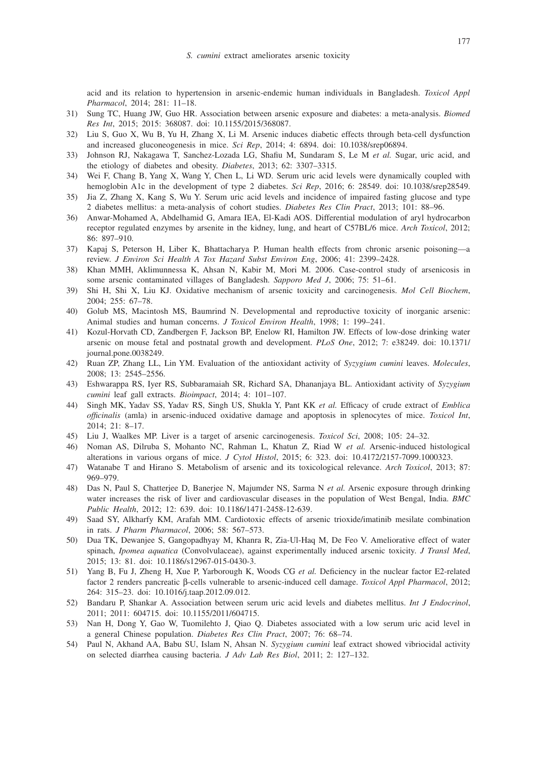acid and its relation to hypertension in arsenic-endemic human individuals in Bangladesh. *Toxicol Appl Pharmacol*, 2014; 281: 11–18.

31) Sung TC, Huang JW, Guo HR. Association between arsenic exposure and diabetes: a meta-analysis. *Biomed Res Int*, 2015; 2015: 368087. doi: 10.1155/2015/368087.
32) Liu S, Guo X, Wu B, Yu H, Zhang X, Li M. Arsenic induces diabetic effects through beta-cell dysfunction and increased gluconeogenesis in mice. *Sci Rep*, 2014; 4: 6894. doi: 10.1038/srep06894.
33) Johnson RJ, Nakagawa T, Sanchez-Lozada LG, Shafiu M, Sundaram S, Le M *et al.* Sugar, uric acid, and the etiology of diabetes and obesity. *Diabetes*, 2013; 62: 3307–3315.
34) Wei F, Chang B, Yang X, Wang Y, Chen L, Li WD. Serum uric acid levels were dynamically coupled with hemoglobin A1c in the development of type 2 diabetes. *Sci Rep*, 2016; 6: 28549. doi: 10.1038/srep28549.
35) Jia Z, Zhang X, Kang S, Wu Y. Serum uric acid levels and incidence of impaired fasting glucose and type 2 diabetes mellitus: a meta-analysis of cohort studies. *Diabetes Res Clin Pract*, 2013; 101: 88–96.
36) Anwar-Mohamed A, Abdelhamid G, Amara IEA, El-Kadi AOS. Differential modulation of aryl hydrocarbon receptor regulated enzymes by arsenite in the kidney, lung, and heart of C57BL/6 mice. *Arch Toxicol*, 2012; 86: 897–910.
37) Kapaj S, Peterson H, Liber K, Bhattacharya P. Human health effects from chronic arsenic poisoning—a review. *J Environ Sci Health A Tox Hazard Subst Environ Eng*, 2006; 41: 2399–2428.
38) Khan MMH, Aklimunnessa K, Ahsan N, Kabir M, Mori M. 2006. Case-control study of arsenicosis in some arsenic contaminated villages of Bangladesh. *Sapporo Med J*, 2006; 75: 51–61.
39) Shi H, Shi X, Liu KJ. Oxidative mechanism of arsenic toxicity and carcinogenesis. *Mol Cell Biochem*, 2004; 255: 67–78.
40) Golub MS, Macintosh MS, Baumrind N. Developmental and reproductive toxicity of inorganic arsenic: Animal studies and human concerns. *J Toxicol Environ Health*, 1998; 1: 199–241.
41) Kozul-Horvath CD, Zandbergen F, Jackson BP, Enelow RI, Hamilton JW. Effects of low-dose drinking water arsenic on mouse fetal and postnatal growth and development. *PLoS One*, 2012; 7: e38249. doi: 10.1371/journal.pone.0038249.
42) Ruan ZP, Zhang LL, Lin YM. Evaluation of the antioxidant activity of *Syzygium cumini* leaves. *Molecules*, 2008; 13: 2545–2556.
43) Eshwarappa RS, Iyer RS, Subbaramaiah SR, Richard SA, Dhananjaya BL. Antioxidant activity of *Syzygium cumini* leaf gall extracts. *Bioimpact*, 2014; 4: 101–107.
44) Singh MK, Yadav SS, Yadav RS, Singh US, Shukla Y, Pant KK *et al.* Efficacy of crude extract of *Emblica officinalis* (amla) in arsenic-induced oxidative damage and apoptosis in splenocytes of mice. *Toxicol Int*, 2014; 21: 8–17.
45) Liu J, Waalkes MP. Liver is a target of arsenic carcinogenesis. *Toxicol Sci*, 2008; 105: 24–32.
46) Noman AS, Dilruba S, Mohanto NC, Rahman L, Khatun Z, Riad W *et al.* Arsenic-induced histological alterations in various organs of mice. *J Cytol Histol*, 2015; 6: 323. doi: 10.4172/2157-7099.1000323.
47) Watanabe T and Hirano S. Metabolism of arsenic and its toxicological relevance. *Arch Toxicol*, 2013; 87: 969–979.
48) Das N, Paul S, Chatterjee D, Banerjee N, Majumder NS, Sarma N *et al.* Arsenic exposure through drinking water increases the risk of liver and cardiovascular diseases in the population of West Bengal, India. *BMC Public Health*, 2012; 12: 639. doi: 10.1186/1471-2458-12-639.
49) Saad SY, Alkharfy KM, Arafah MM. Cardiotoxic effects of arsenic trioxide/imatinib mesilate combination in rats. *J Pharm Pharmacol*, 2006; 58: 567–573.
50) Dua TK, Dewanjee S, Gangopadhyay M, Khanra R, Zia-Ul-Haq M, De Feo V. Ameliorative effect of water spinach, *Ipomea aquatica* (Convolvulaceae), against experimentally induced arsenic toxicity. *J Transl Med*, 2015; 13: 81. doi: 10.1186/s12967-015-0430-3.
51) Yang B, Fu J, Zheng H, Xue P, Yarborough K, Woods CG *et al.* Deficiency in the nuclear factor E2-related factor 2 renders pancreatic β-cells vulnerable to arsenic-induced cell damage. *Toxicol Appl Pharmacol*, 2012; 264: 315–23. doi: 10.1016/j.taap.2012.09.012.
52) Bandaru P, Shankar A. Association between serum uric acid levels and diabetes mellitus. *Int J Endocrinol*, 2011; 2011: 604715. doi: 10.1155/2011/604715.
53) Nan H, Dong Y, Gao W, Tuomilehto J, Qiao Q. Diabetes associated with a low serum uric acid level in a general Chinese population. *Diabetes Res Clin Pract*, 2007; 76: 68–74.
54) Paul N, Akhand AA, Babu SU, Islam N, Ahsan N. *Syzygium cumini* leaf extract showed vibriocidal activity on selected diarrhea causing bacteria. *J Adv Lab Res Biol*, 2011; 2: 127–132.